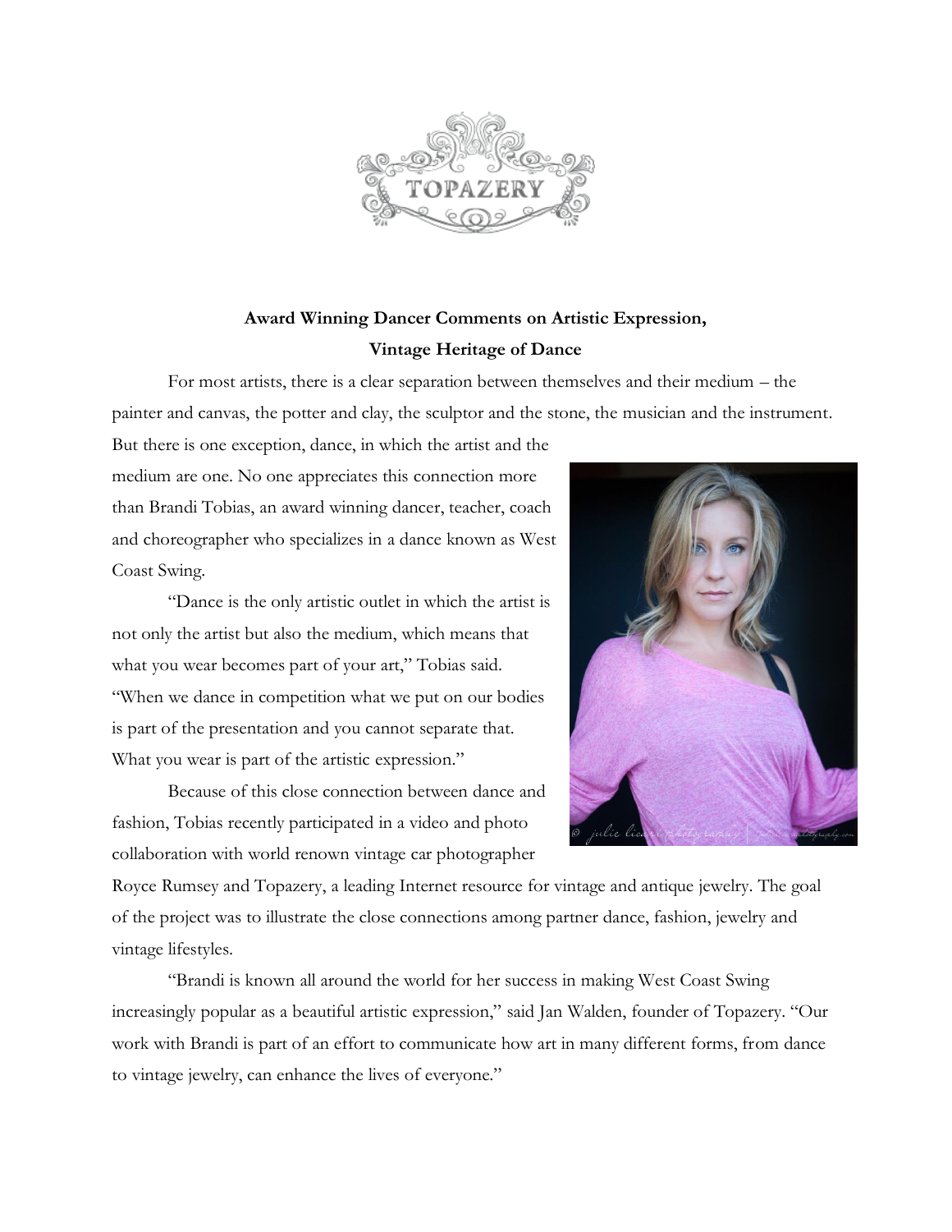TOPAZERY

**Award Winning Dancer Comments on Artistic Expression, Vintage Heritage of Dance**

For most artists, there is a clear separation between themselves and their medium – the painter and canvas, the potter and clay, the sculptor and the stone, the musician and the instrument. But there is one exception, dance, in which the artist and the medium are one. No one appreciates this connection more than Brandi Tobias, an award winning dancer, teacher, coach and choreographer who specializes in a dance known as West Coast Swing.

"Dance is the only artistic outlet in which the artist is not only the artist but also the medium, which means that what you wear becomes part of your art," Tobias said. "When we dance in competition what we put on our bodies is part of the presentation and you cannot separate that. What you wear is part of the artistic expression."

Because of this close connection between dance and fashion, Tobias recently participated in a video and photo collaboration with world renown vintage car photographer Royce Rumsey and Topazery, a leading Internet resource for vintage and antique jewelry. The goal of the project was to illustrate the close connections among partner dance, fashion, jewelry and vintage lifestyles.

"Brandi is known all around the world for her success in making West Coast Swing increasingly popular as a beautiful artistic expression," said Jan Walden, founder of Topazery. "Our work with Brandi is part of an effort to communicate how art in many different forms, from dance to vintage jewelry, can enhance the lives of everyone."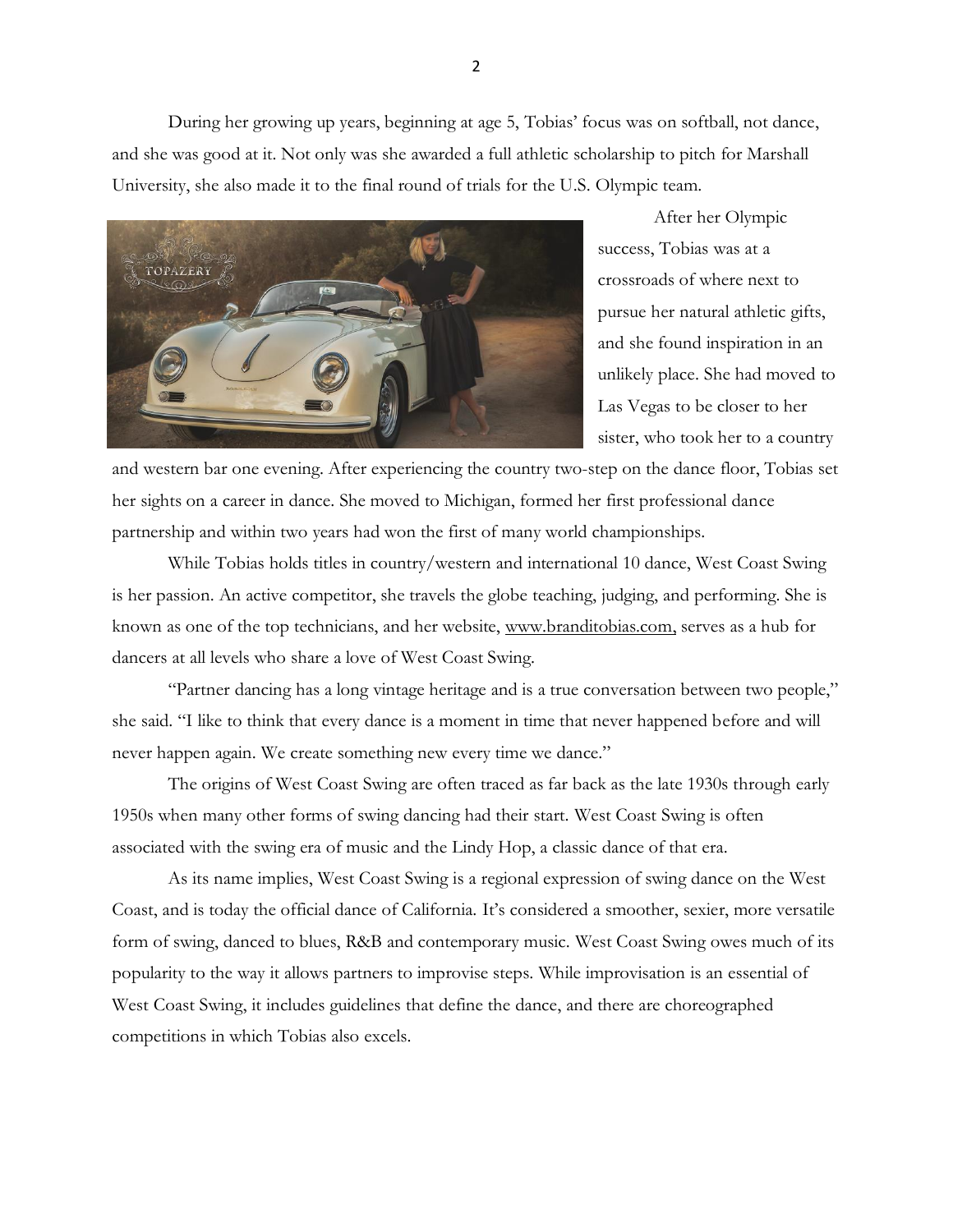During her growing up years, beginning at age 5, Tobias' focus was on softball, not dance, and she was good at it. Not only was she awarded a full athletic scholarship to pitch for Marshall University, she also made it to the final round of trials for the U.S. Olympic team.

After her Olympic success, Tobias was at a crossroads of where next to pursue her natural athletic gifts, and she found inspiration in an unlikely place. She had moved to Las Vegas to be closer to her sister, who took her to a country and western bar one evening. After experiencing the country two-step on the dance floor, Tobias set her sights on a career in dance. She moved to Michigan, formed her first professional dance partnership and within two years had won the first of many world championships.

While Tobias holds titles in country/western and international 10 dance, West Coast Swing is her passion. An active competitor, she travels the globe teaching, judging, and performing. She is known as one of the top technicians, and her website, www.branditobias.com, serves as a hub for dancers at all levels who share a love of West Coast Swing.

"Partner dancing has a long vintage heritage and is a true conversation between two people," she said. "I like to think that every dance is a moment in time that never happened before and will never happen again. We create something new every time we dance."

The origins of West Coast Swing are often traced as far back as the late 1930s through early 1950s when many other forms of swing dancing had their start. West Coast Swing is often associated with the swing era of music and the Lindy Hop, a classic dance of that era.

As its name implies, West Coast Swing is a regional expression of swing dance on the West Coast, and is today the official dance of California. It's considered a smoother, sexier, more versatile form of swing, danced to blues, R&B and contemporary music. West Coast Swing owes much of its popularity to the way it allows partners to improvise steps. While improvisation is an essential of West Coast Swing, it includes guidelines that define the dance, and there are choreographed competitions in which Tobias also excels.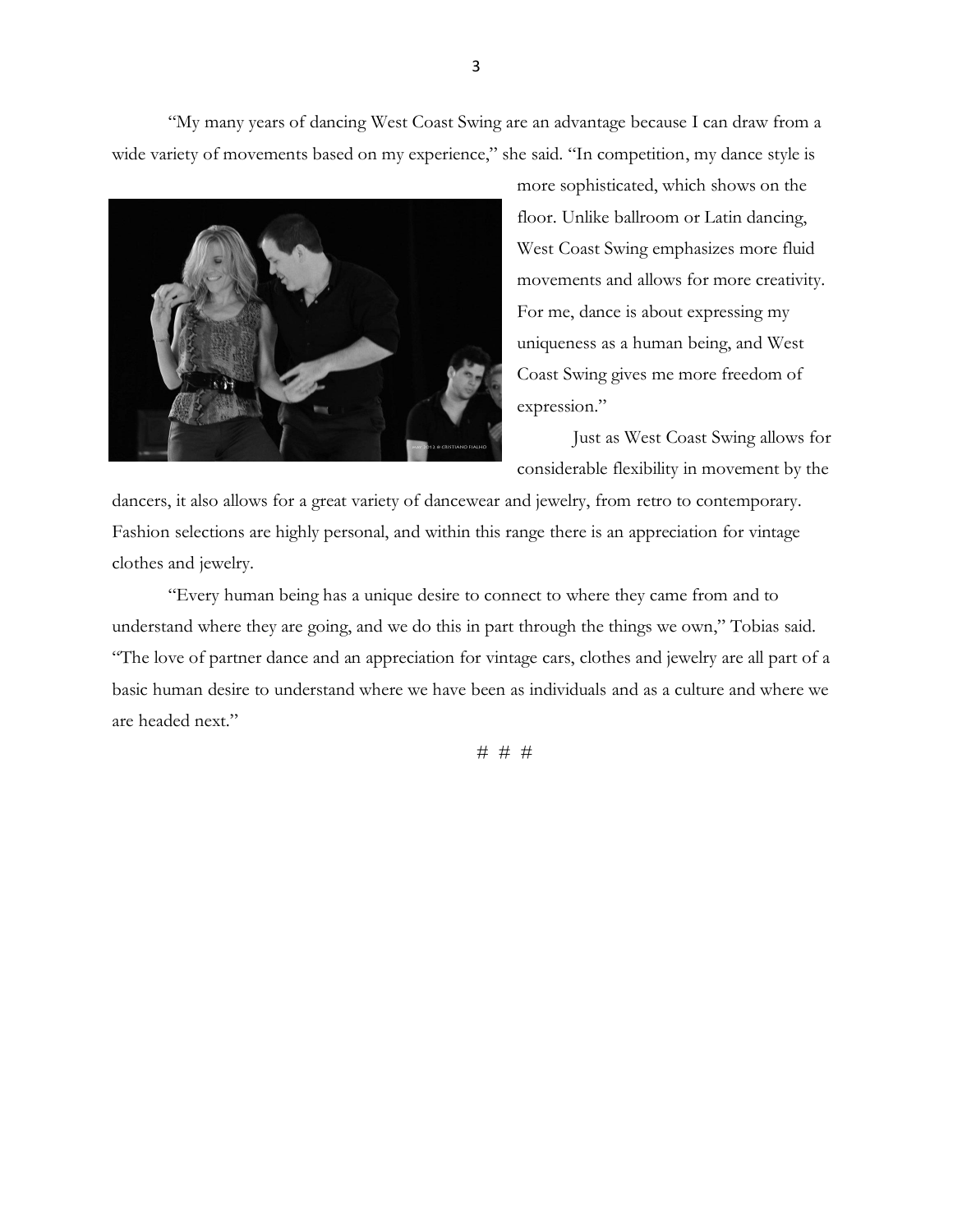"My many years of dancing West Coast Swing are an advantage because I can draw from a wide variety of movements based on my experience," she said. "In competition, my dance style is more sophisticated, which shows on the floor. Unlike ballroom or Latin dancing, West Coast Swing emphasizes more fluid movements and allows for more creativity. For me, dance is about expressing my uniqueness as a human being, and West Coast Swing gives me more freedom of expression."

Just as West Coast Swing allows for considerable flexibility in movement by the dancers, it also allows for a great variety of dancewear and jewelry, from retro to contemporary. Fashion selections are highly personal, and within this range there is an appreciation for vintage clothes and jewelry.

"Every human being has a unique desire to connect to where they came from and to understand where they are going, and we do this in part through the things we own," Tobias said. "The love of partner dance and an appreciation for vintage cars, clothes and jewelry are all part of a basic human desire to understand where we have been as individuals and as a culture and where we are headed next."

# # #